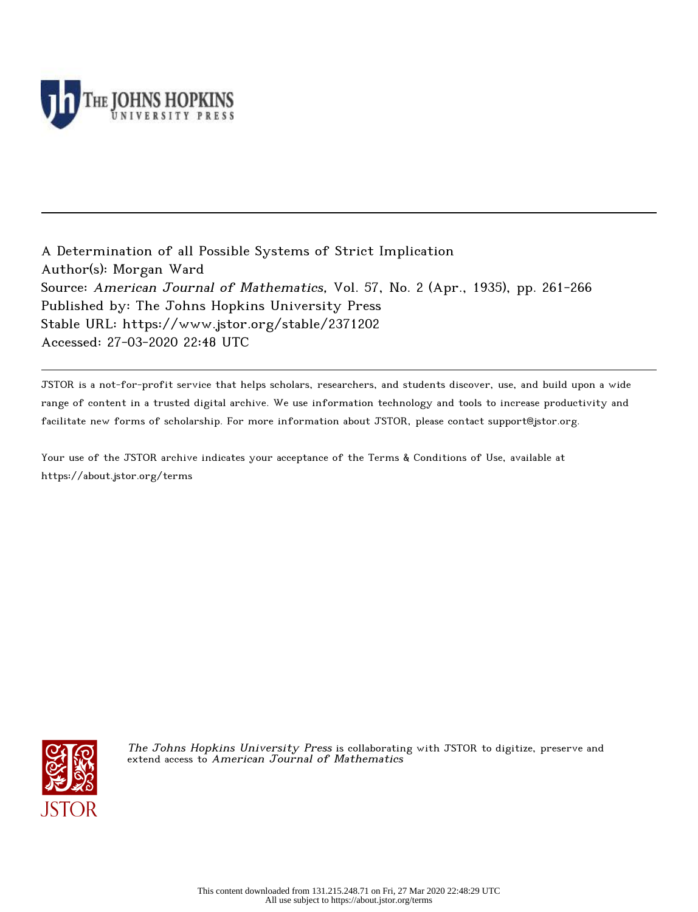A Determination of all Possible Systems of Strict Implication
Author(s): Morgan Ward
Source: *American Journal of Mathematics*, Vol. 57, No. 2 (Apr., 1935), pp. 261-266
Published by: The Johns Hopkins University Press
Stable URL: https://www.jstor.org/stable/2371202
Accessed: 27-03-2020 22:48 UTC

JSTOR is a not-for-profit service that helps scholars, researchers, and students discover, use, and build upon a wide range of content in a trusted digital archive. We use information technology and tools to increase productivity and facilitate new forms of scholarship. For more information about JSTOR, please contact support@jstor.org.

Your use of the JSTOR archive indicates your acceptance of the Terms & Conditions of Use, available at https://about.jstor.org/terms

*The Johns Hopkins University Press* is collaborating with JSTOR to digitize, preserve and extend access to *American Journal of Mathematics*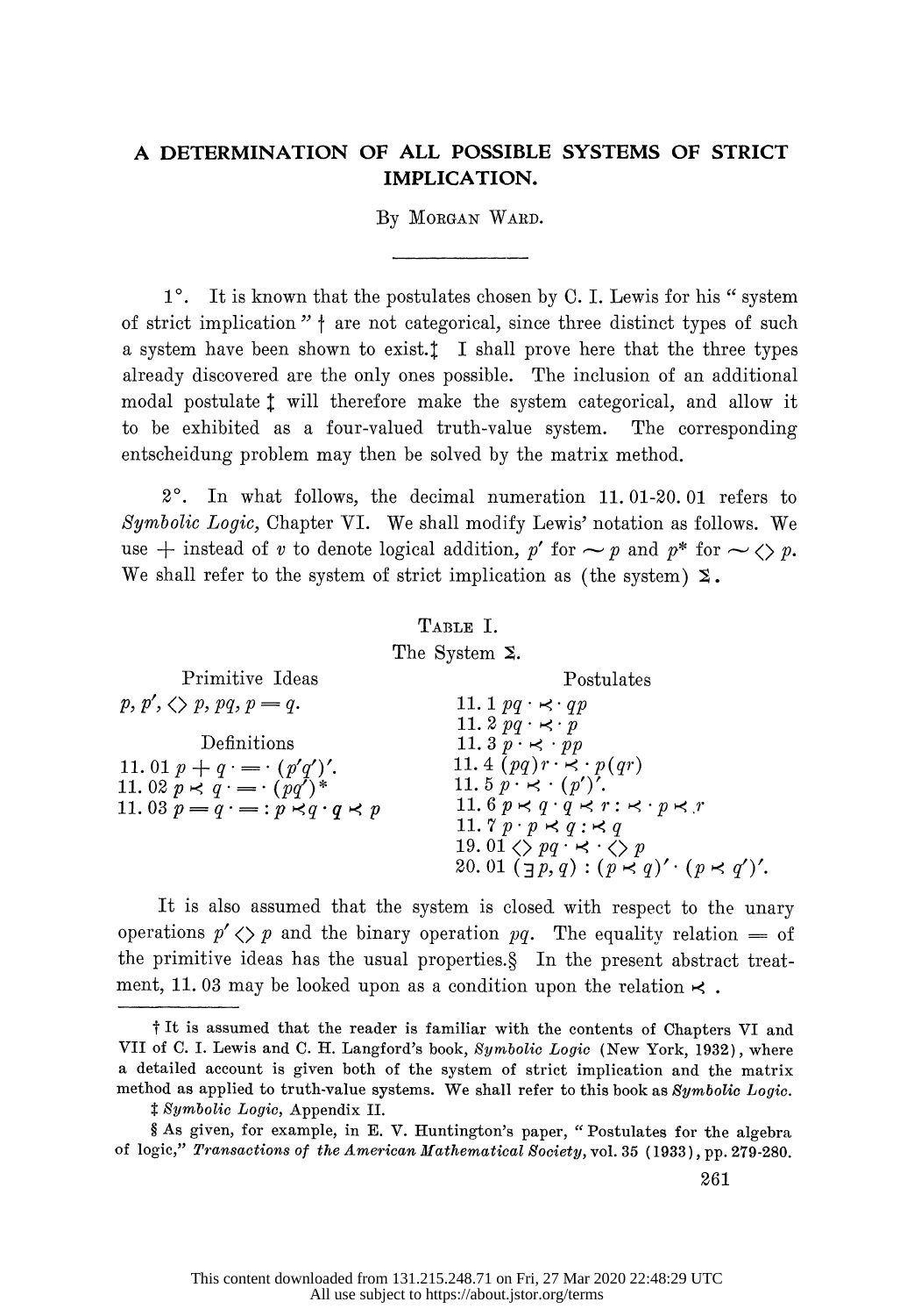# A DETERMINATION OF ALL POSSIBLE SYSTEMS OF STRICT IMPLICATION.

By Morgan Ward.

1°. It is known that the postulates chosen by C. I. Lewis for his "system of strict implication" † are not categorical, since three distinct types of such a system have been shown to exist.‡ I shall prove here that the three types already discovered are the only ones possible. The inclusion of an additional modal postulate ‡ will therefore make the system categorical, and allow it to be exhibited as a four-valued truth-value system. The corresponding entscheidung problem may then be solved by the matrix method.

2°. In what follows, the decimal numeration 11.01-20.01 refers to *Symbolic Logic*, Chapter VI. We shall modify Lewis' notation as follows. We use $+$ instead of $v$ to denote logical addition, $p'$ for $\sim p$ and $p^*$ for $\sim \Diamond p$. We shall refer to the system of strict implication as (the system) $\Sigma$.

TABLE I.

The System $\Sigma$.

| Primitive Ideas | Postulates |
|---|---|
| $p, p', \Diamond p, pq, p = q.$ | 11.1 $pq \cdot \prec \cdot qp$ |
| | 11.2 $pq \cdot \prec \cdot p$ |
| Definitions | 11.3 $p \cdot \prec \cdot pp$ |
| 11.01 $p + q \cdot = \cdot (p'q')'.$ | 11.4 $(pq)r \cdot \prec \cdot p(qr)$ |
| 11.02 $p \prec q \cdot = \cdot (pq')^*$ | 11.5 $p \cdot \prec \cdot (p')'.$ |
| 11.03 $p = q \cdot = : p \prec q \cdot q \prec p$ | 11.6 $p \prec q \cdot q \prec r : \prec \cdot p \prec r$ |
| | 11.7 $p \cdot p \prec q : \prec q$ |
| | 19.01 $\Diamond pq \cdot \prec \cdot \Diamond p$ |
| | 20.01 $(\exists p, q) : (p \prec q)' \cdot (p \prec q')'.$ |

It is also assumed that the system is closed with respect to the unary operations $p' \Diamond p$ and the binary operation $pq$. The equality relation $=$ of the primitive ideas has the usual properties.§ In the present abstract treatment, 11.03 may be looked upon as a condition upon the relation $\prec$.

† It is assumed that the reader is familiar with the contents of Chapters VI and VII of C. I. Lewis and C. H. Langford's book, *Symbolic Logic* (New York, 1932), where a detailed account is given both of the system of strict implication and the matrix method as applied to truth-value systems. We shall refer to this book as *Symbolic Logic*.

‡ *Symbolic Logic*, Appendix II.

§ As given, for example, in E. V. Huntington's paper, "Postulates for the algebra of logic," *Transactions of the American Mathematical Society*, vol. 35 (1933), pp. 279-280.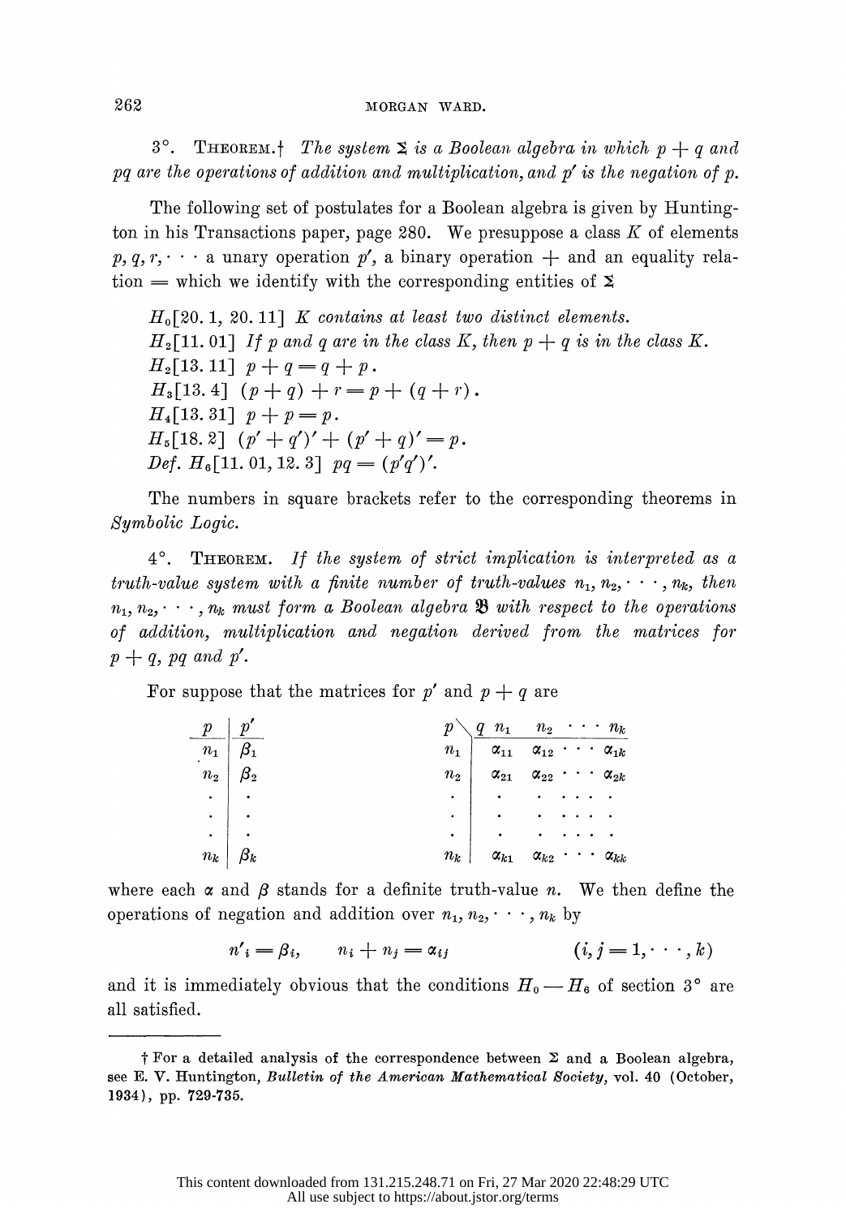3°. THEOREM.† *The system $\Sigma$ is a Boolean algebra in which $p + q$ and $pq$ are the operations of addition and multiplication, and $p'$ is the negation of $p$.*

The following set of postulates for a Boolean algebra is given by Huntington in his Transactions paper, page 280. We presuppose a class $K$ of elements $p, q, r, \cdots$ a unary operation $p'$, a binary operation $+$ and an equality relation $=$ which we identify with the corresponding entities of $\Sigma$

$H_0$[20. 1, 20. 11] *$K$ contains at least two distinct elements.*
$H_2$[11. 01] *If $p$ and $q$ are in the class $K$, then $p + q$ is in the class $K$.*
$H_2$[13. 11] $p + q = q + p$.
$H_3$[13. 4] $(p + q) + r = p + (q + r)$.
$H_4$[13. 31] $p + p = p$.
$H_5$[18. 2] $(p' + q')' + (p' + q)' = p$.
*Def.* $H_6$[11. 01, 12. 3] $pq = (p'q')'$.

The numbers in square brackets refer to the corresponding theorems in *Symbolic Logic*.

4°. THEOREM. *If the system of strict implication is interpreted as a truth-value system with a finite number of truth-values $n_1, n_2, \cdots, n_k$, then $n_1, n_2, \cdots, n_k$ must form a Boolean algebra $\mathfrak{B}$ with respect to the operations of addition, multiplication and negation derived from the matrices for $p + q$, $pq$ and $p'$.*

For suppose that the matrices for $p'$ and $p + q$ are

| $p$ | $p'$ |
|---|---|
| $n_1$ | $\beta_1$ |
| $n_2$ | $\beta_2$ |
| $\cdot$ | $\cdot$ |
| $\cdot$ | $\cdot$ |
| $\cdot$ | $\cdot$ |
| $n_k$ | $\beta_k$ |

| $p \diagdown q$ | $n_1$ | $n_2$ | $\cdots$ | $n_k$ |
|---|---|---|---|---|
| $n_1$ | $\alpha_{11}$ | $\alpha_{12}$ | $\cdots$ | $\alpha_{1k}$ |
| $n_2$ | $\alpha_{21}$ | $\alpha_{22}$ | $\cdots$ | $\alpha_{2k}$ |
| $\cdot$ | $\cdot$ | $\cdot$ | $\cdots$ | $\cdot$ |
| $\cdot$ | $\cdot$ | $\cdot$ | $\cdots$ | $\cdot$ |
| $n_k$ | $\alpha_{k1}$ | $\alpha_{k2}$ | $\cdots$ | $\alpha_{kk}$ |

where each $\alpha$ and $\beta$ stands for a definite truth-value $n$. We then define the operations of negation and addition over $n_1, n_2, \cdots, n_k$ by

$$n'_i = \beta_i, \qquad n_i + n_j = \alpha_{ij} \qquad\qquad (i, j = 1, \cdots, k)$$

and it is immediately obvious that the conditions $H_0 - H_6$ of section 3° are all satisfied.

---

† For a detailed analysis of the correspondence between $\Sigma$ and a Boolean algebra, see E. V. Huntington, *Bulletin of the American Mathematical Society*, vol. 40 (October, 1934), pp. 729-735.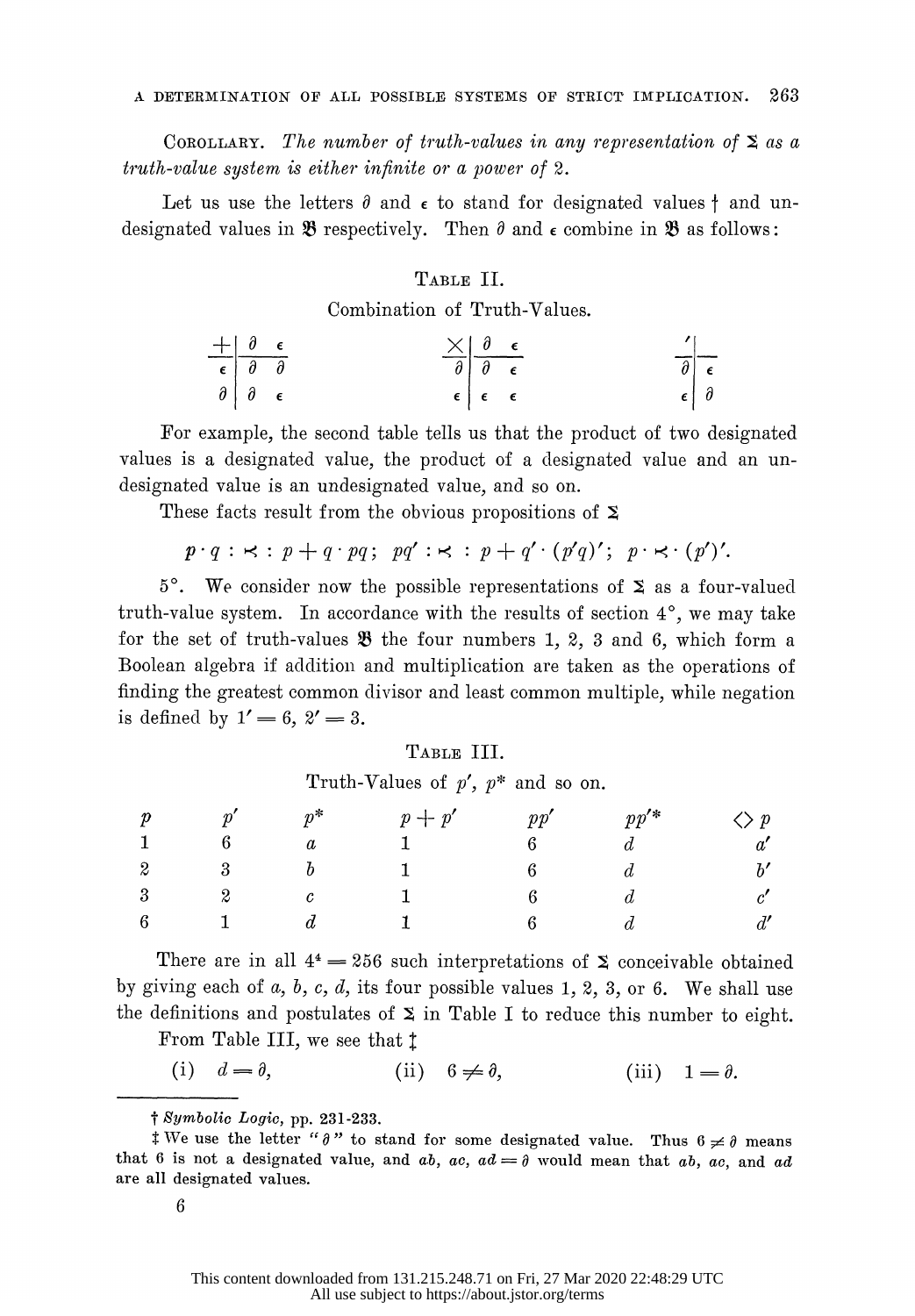COROLLARY. *The number of truth-values in any representation of $\Sigma$ as a truth-value system is either infinite or a power of 2.*

Let us use the letters $\partial$ and $\epsilon$ to stand for designated values † and undesignated values in $\mathfrak{B}$ respectively. Then $\partial$ and $\epsilon$ combine in $\mathfrak{B}$ as follows:

TABLE II.

Combination of Truth-Values.

| $+$ | $\partial$ | $\epsilon$ |
|---|---|---|
| $\epsilon$ | $\partial$ | $\partial$ |
| $\partial$ | $\partial$ | $\epsilon$ |

| $\times$ | $\partial$ | $\epsilon$ |
|---|---|---|
| $\partial$ | $\partial$ | $\epsilon$ |
| $\epsilon$ | $\epsilon$ | $\epsilon$ |

| $'$ | |
|---|---|
| $\partial$ | $\epsilon$ |
| $\epsilon$ | $\partial$ |

For example, the second table tells us that the product of two designated values is a designated value, the product of a designated value and an undesignated value is an undesignated value, and so on.

These facts result from the obvious propositions of $\Sigma$

$$p \cdot q : \prec : p + q \cdot pq ; \;\; pq' : \prec : p + q' \cdot (p'q)' ; \;\; p \cdot \prec \cdot (p')'.$$

5°. We consider now the possible representations of $\Sigma$ as a four-valued truth-value system. In accordance with the results of section 4°, we may take for the set of truth-values $\mathfrak{B}$ the four numbers 1, 2, 3 and 6, which form a Boolean algebra if addition and multiplication are taken as the operations of finding the greatest common divisor and least common multiple, while negation is defined by $1' = 6$, $2' = 3$.

TABLE III.

Truth-Values of $p'$, $p^*$ and so on.

| $p$ | $p'$ | $p^*$ | $p + p'$ | $pp'$ | $pp'^*$ | $\Diamond p$ |
|---|---|---|---|---|---|---|
| 1 | 6 | $a$ | 1 | 6 | $d$ | $a'$ |
| 2 | 3 | $b$ | 1 | 6 | $d$ | $b'$ |
| 3 | 2 | $c$ | 1 | 6 | $d$ | $c'$ |
| 6 | 1 | $d$ | 1 | 6 | $d$ | $d'$ |

There are in all $4^4 = 256$ such interpretations of $\Sigma$ conceivable obtained by giving each of $a$, $b$, $c$, $d$, its four possible values 1, 2, 3, or 6. We shall use the definitions and postulates of $\Sigma$ in Table I to reduce this number to eight.

From Table III, we see that ‡

(i) $d = \partial$, (ii) $6 \neq \partial$, (iii) $1 = \partial$.

---

† *Symbolic Logic*, pp. 231-233.

‡ We use the letter "$\partial$" to stand for some designated value. Thus $6 \neq \partial$ means that 6 is not a designated value, and $ab$, $ac$, $ad = \partial$ would mean that $ab$, $ac$, and $ad$ are all designated values.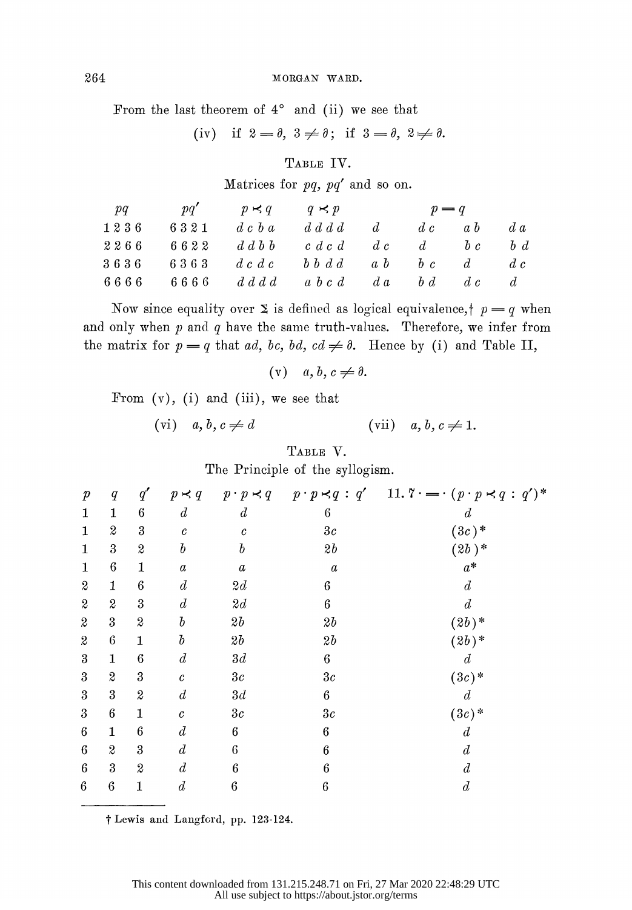From the last theorem of 4° and (ii) we see that

$$\text{(iv)} \quad \text{if } 2 = \vartheta,\ 3 \neq \vartheta;\ \text{ if } 3 = \vartheta,\ 2 \neq \vartheta.$$

TABLE IV.

Matrices for $pq$, $pq'$ and so on.

| $pq$ | $pq'$ | $p \prec q$ | $q \prec p$ | $p = q$ | | | |
|---|---|---|---|---|---|---|---|
| 1 2 3 6 | 6 3 2 1 | $d\ c\ b\ a$ | $d\ d\ d\ d$ | $d$ | $d\ c$ | $a\ b$ | $d\ a$ |
| 2 2 6 6 | 6 6 2 2 | $d\ d\ b\ b$ | $c\ d\ c\ d$ | $d\ c$ | $d$ | $b\ c$ | $b\ d$ |
| 3 6 3 6 | 6 3 6 3 | $d\ c\ d\ c$ | $b\ b\ d\ d$ | $a\ b$ | $b\ c$ | $d$ | $d\ c$ |
| 6 6 6 6 | 6 6 6 6 | $d\ d\ d\ d$ | $a\ b\ c\ d$ | $d\ a$ | $b\ d$ | $d\ c$ | $d$ |

Now since equality over $\Sigma$ is defined as logical equivalence,† $p = q$ when and only when $p$ and $q$ have the same truth-values. Therefore, we infer from the matrix for $p = q$ that $ad$, $bc$, $bd$, $cd \neq \vartheta$. Hence by (i) and Table II,

$$\text{(v)} \quad a, b, c \neq \vartheta.$$

From (v), (i) and (iii), we see that

$$\text{(vi)} \quad a, b, c \neq d \qquad\qquad \text{(vii)} \quad a, b, c \neq 1.$$

TABLE V.

The Principle of the syllogism.

| $p$ | $q$ | $q'$ | $p \prec q$ | $p \cdot p \prec q$ | $p \cdot p \prec q : q'$ | $11.7 \cdot = \cdot (p \cdot p \prec q : q')^*$ |
|---|---|---|---|---|---|---|
| 1 | 1 | 6 | $d$ | $d$ | 6 | $d$ |
| 1 | 2 | 3 | $c$ | $c$ | $3c$ | $(3c)^*$ |
| 1 | 3 | 2 | $b$ | $b$ | $2b$ | $(2b)^*$ |
| 1 | 6 | 1 | $a$ | $a$ | $a$ | $a^*$ |
| 2 | 1 | 6 | $d$ | $2d$ | 6 | $d$ |
| 2 | 2 | 3 | $d$ | $2d$ | 6 | $d$ |
| 2 | 3 | 2 | $b$ | $2b$ | $2b$ | $(2b)^*$ |
| 2 | 6 | 1 | $b$ | $2b$ | $2b$ | $(2b)^*$ |
| 3 | 1 | 6 | $d$ | $3d$ | 6 | $d$ |
| 3 | 2 | 3 | $c$ | $3c$ | $3c$ | $(3c)^*$ |
| 3 | 3 | 2 | $d$ | $3d$ | 6 | $d$ |
| 3 | 6 | 1 | $c$ | $3c$ | $3c$ | $(3c)^*$ |
| 6 | 1 | 6 | $d$ | 6 | 6 | $d$ |
| 6 | 2 | 3 | $d$ | 6 | 6 | $d$ |
| 6 | 3 | 2 | $d$ | 6 | 6 | $d$ |
| 6 | 6 | 1 | $d$ | 6 | 6 | $d$ |

† Lewis and Langford, pp. 123-124.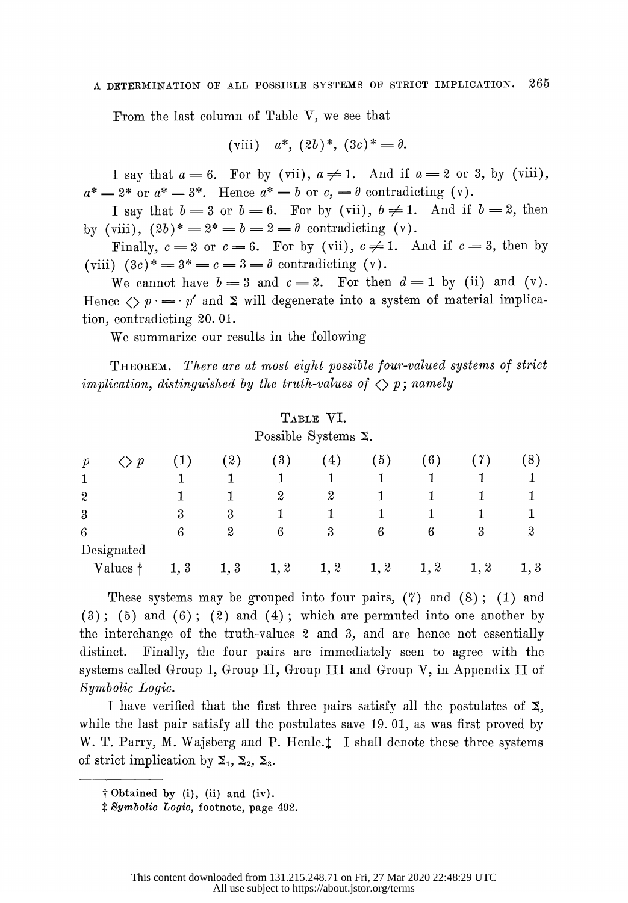From the last column of Table V, we see that

$$\text{(viii)} \quad a^*, \ (2b)^*, \ (3c)^* = \partial.$$

I say that $a = 6$. For by (vii), $a \neq 1$. And if $a = 2$ or 3, by (viii), $a^* = 2^*$ or $a^* = 3^*$. Hence $a^* = b$ or $c, = \partial$ contradicting (v).

I say that $b = 3$ or $b = 6$. For by (vii), $b \neq 1$. And if $b = 2$, then by (viii), $(2b)^* = 2^* = b = 2 = \partial$ contradicting (v).

Finally, $c = 2$ or $c = 6$. For by (vii), $c \neq 1$. And if $c = 3$, then by (viii) $(3c)^* = 3^* = c = 3 = \partial$ contradicting (v).

We cannot have $b = 3$ and $c = 2$. For then $d = 1$ by (ii) and (v). Hence $\diamond p \cdot = \cdot p'$ and $\Sigma$ will degenerate into a system of material implication, contradicting 20. 01.

We summarize our results in the following

THEOREM. *There are at most eight possible four-valued systems of strict implication, distinguished by the truth-values of $\diamond p$; namely*

TABLE VI.
Possible Systems $\Sigma$.

| $p$ $\diamond p$ | (1) | (2) | (3) | (4) | (5) | (6) | (7) | (8) |
|---|---|---|---|---|---|---|---|---|
| 1 | 1 | 1 | 1 | 1 | 1 | 1 | 1 | 1 |
| 2 | 1 | 1 | 2 | 2 | 1 | 1 | 1 | 1 |
| 3 | 3 | 3 | 1 | 1 | 1 | 1 | 1 | 1 |
| 6 | 6 | 2 | 6 | 3 | 6 | 6 | 3 | 2 |
| Designated Values † | 1, 3 | 1, 3 | 1, 2 | 1, 2 | 1, 2 | 1, 2 | 1, 2 | 1, 3 |

These systems may be grouped into four pairs, (7) and (8); (1) and (3); (5) and (6); (2) and (4); which are permuted into one another by the interchange of the truth-values 2 and 3, and are hence not essentially distinct. Finally, the four pairs are immediately seen to agree with the systems called Group I, Group II, Group III and Group V, in Appendix II of *Symbolic Logic.*

I have verified that the first three pairs satisfy all the postulates of $\Sigma$, while the last pair satisfy all the postulates save 19. 01, as was first proved by W. T. Parry, M. Wajsberg and P. Henle.‡ I shall denote these three systems of strict implication by $\Sigma_1$, $\Sigma_2$, $\Sigma_3$.

---

† Obtained by (i), (ii) and (iv).

‡ *Symbolic Logic*, footnote, page 492.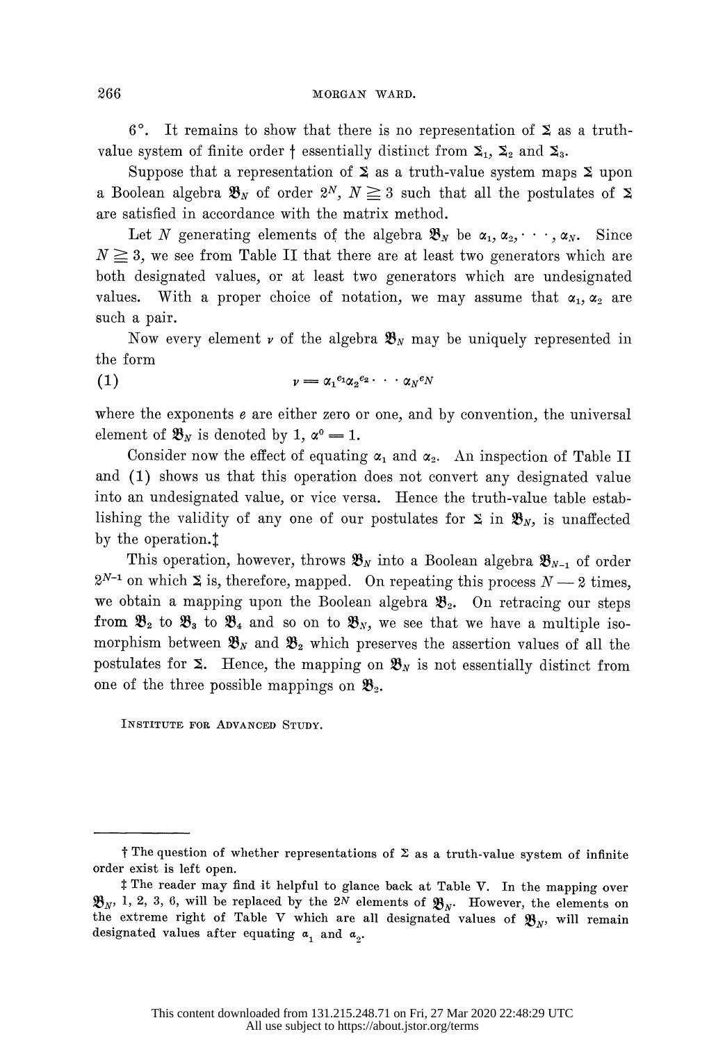6°. It remains to show that there is no representation of $\Sigma$ as a truth-value system of finite order † essentially distinct from $\Sigma_1$, $\Sigma_2$ and $\Sigma_3$.

Suppose that a representation of $\Sigma$ as a truth-value system maps $\Sigma$ upon a Boolean algebra $\mathfrak{B}_N$ of order $2^N$, $N \geqq 3$ such that all the postulates of $\Sigma$ are satisfied in accordance with the matrix method.

Let $N$ generating elements of the algebra $\mathfrak{B}_N$ be $\alpha_1, \alpha_2, \cdots, \alpha_N$. Since $N \geqq 3$, we see from Table II that there are at least two generators which are both designated values, or at least two generators which are undesignated values. With a proper choice of notation, we may assume that $\alpha_1, \alpha_2$ are such a pair.

Now every element $\nu$ of the algebra $\mathfrak{B}_N$ may be uniquely represented in the form

$$\nu = \alpha_1^{e_1}\alpha_2^{e_2} \cdots \alpha_N^{e_N} \tag{1}$$

where the exponents $e$ are either zero or one, and by convention, the universal element of $\mathfrak{B}_N$ is denoted by 1, $\alpha^0 = 1$.

Consider now the effect of equating $\alpha_1$ and $\alpha_2$. An inspection of Table II and (1) shows us that this operation does not convert any designated value into an undesignated value, or vice versa. Hence the truth-value table establishing the validity of any one of our postulates for $\Sigma$ in $\mathfrak{B}_N$, is unaffected by the operation.‡

This operation, however, throws $\mathfrak{B}_N$ into a Boolean algebra $\mathfrak{B}_{N-1}$ of order $2^{N-1}$ on which $\Sigma$ is, therefore, mapped. On repeating this process $N - 2$ times, we obtain a mapping upon the Boolean algebra $\mathfrak{B}_2$. On retracing our steps from $\mathfrak{B}_2$ to $\mathfrak{B}_3$ to $\mathfrak{B}_4$ and so on to $\mathfrak{B}_N$, we see that we have a multiple isomorphism between $\mathfrak{B}_N$ and $\mathfrak{B}_2$ which preserves the assertion values of all the postulates for $\Sigma$. Hence, the mapping on $\mathfrak{B}_N$ is not essentially distinct from one of the three possible mappings on $\mathfrak{B}_2$.

INSTITUTE FOR ADVANCED STUDY.

---

† The question of whether representations of $\Sigma$ as a truth-value system of infinite order exist is left open.

‡ The reader may find it helpful to glance back at Table V. In the mapping over $\mathfrak{B}_N$, 1, 2, 3, 6, will be replaced by the $2N$ elements of $\mathfrak{B}_N$. However, the elements on the extreme right of Table V which are all designated values of $\mathfrak{B}_N$, will remain designated values after equating $\alpha_1$ and $\alpha_2$.